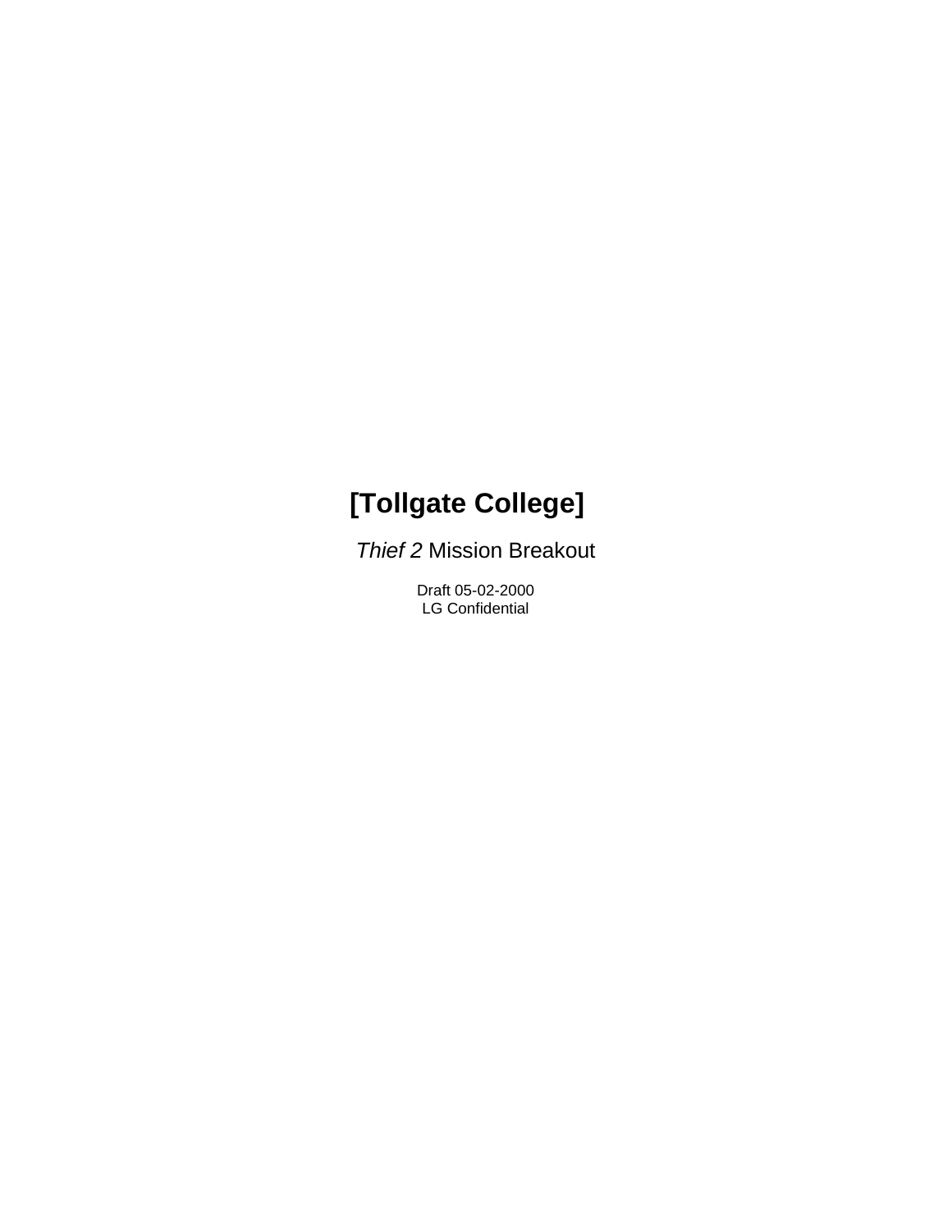# [Tollgate College]

*Thief 2* Mission Breakout

Draft 05-02-2000
LG Confidential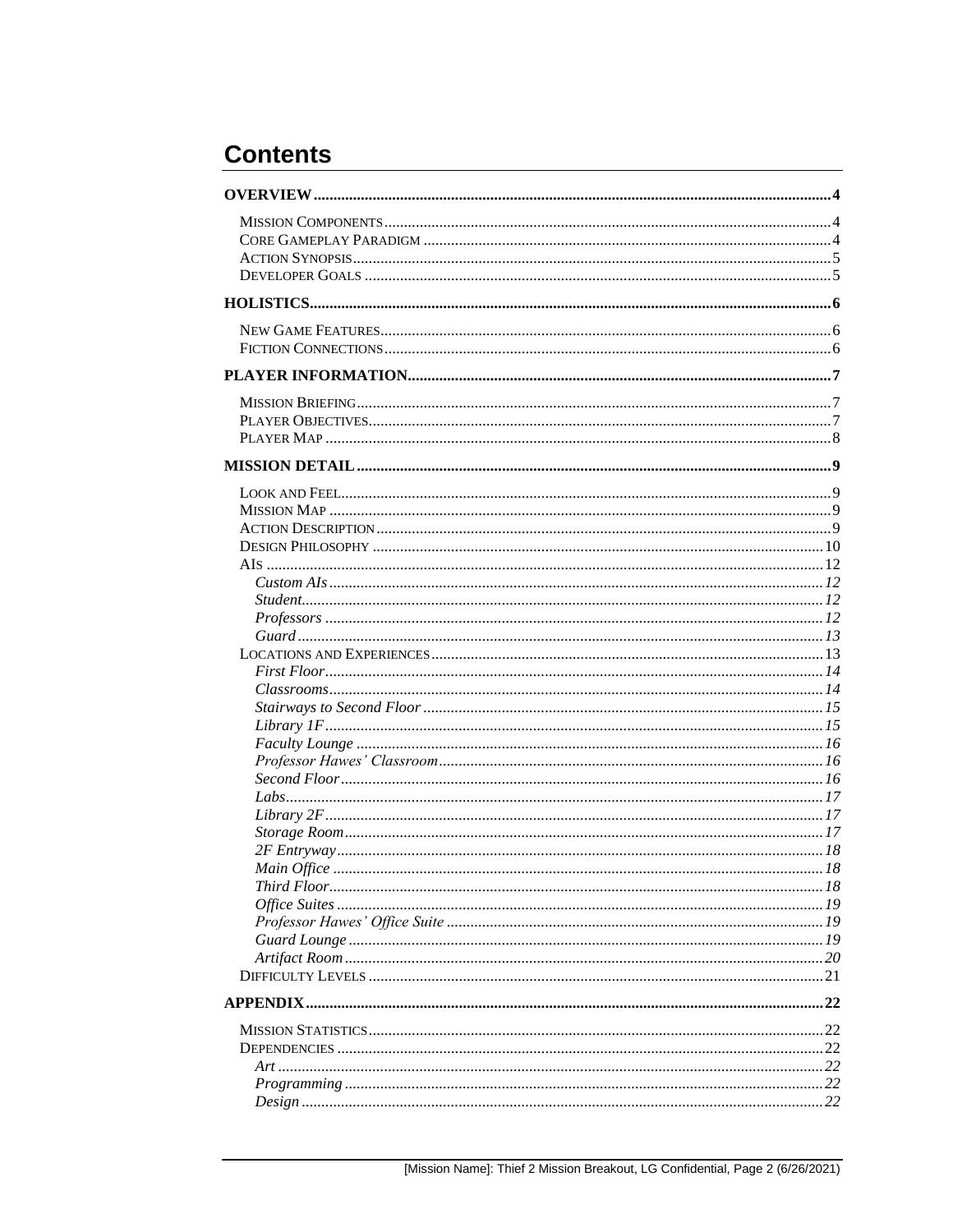# Contents

**OVERVIEW** 4

- MISSION COMPONENTS 4
- CORE GAMEPLAY PARADIGM 4
- ACTION SYNOPSIS 5
- DEVELOPER GOALS 5

**HOLISTICS** 6

- NEW GAME FEATURES 6
- FICTION CONNECTIONS 6

**PLAYER INFORMATION** 7

- MISSION BRIEFING 7
- PLAYER OBJECTIVES 7
- PLAYER MAP 8

**MISSION DETAIL** 9

- LOOK AND FEEL 9
- MISSION MAP 9
- ACTION DESCRIPTION 9
- DESIGN PHILOSOPHY 10
- AIS 12
  - *Custom AIs* 12
  - *Student* 12
  - *Professors* 12
  - *Guard* 13
- LOCATIONS AND EXPERIENCES 13
  - *First Floor* 14
  - *Classrooms* 14
  - *Stairways to Second Floor* 15
  - *Library 1F* 15
  - *Faculty Lounge* 16
  - *Professor Hawes' Classroom* 16
  - *Second Floor* 16
  - *Labs* 17
  - *Library 2F* 17
  - *Storage Room* 17
  - *2F Entryway* 18
  - *Main Office* 18
  - *Third Floor* 18
  - *Office Suites* 19
  - *Professor Hawes' Office Suite* 19
  - *Guard Lounge* 19
  - *Artifact Room* 20
- DIFFICULTY LEVELS 21

**APPENDIX** 22

- MISSION STATISTICS 22
- DEPENDENCIES 22
  - *Art* 22
  - *Programming* 22
  - *Design* 22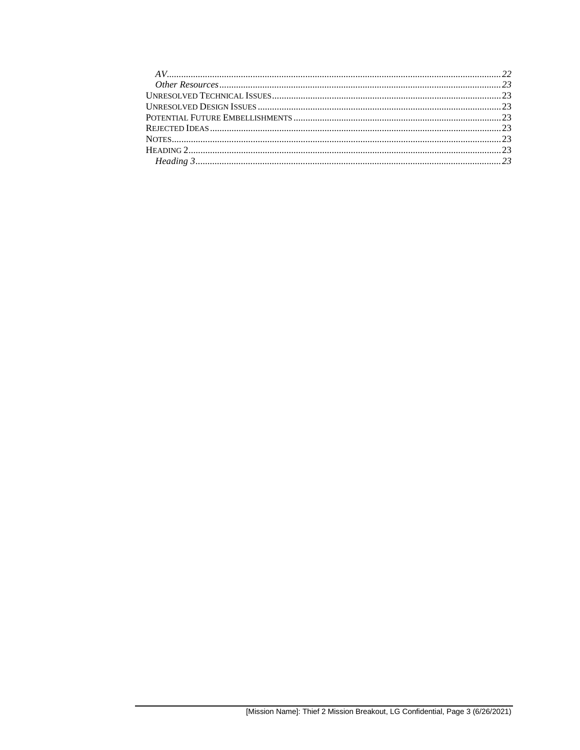*AV* ........................................................................................................................................ *22*
*Other Resources* ................................................................................................................... *23*
UNRESOLVED TECHNICAL ISSUES ................................................................................................ 23
UNRESOLVED DESIGN ISSUES ...................................................................................................... 23
POTENTIAL FUTURE EMBELLISHMENTS ....................................................................................... 23
REJECTED IDEAS .......................................................................................................................... 23
NOTES ........................................................................................................................................... 23
HEADING 2 .................................................................................................................................... 23
*Heading 3* ............................................................................................................................... *23*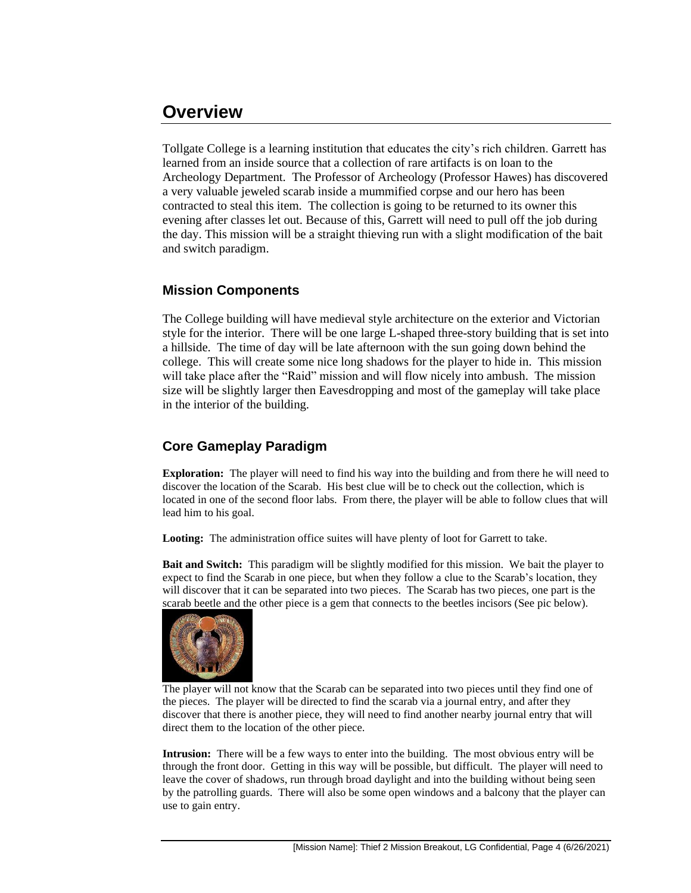# Overview

Tollgate College is a learning institution that educates the city's rich children. Garrett has learned from an inside source that a collection of rare artifacts is on loan to the Archeology Department. The Professor of Archeology (Professor Hawes) has discovered a very valuable jeweled scarab inside a mummified corpse and our hero has been contracted to steal this item. The collection is going to be returned to its owner this evening after classes let out. Because of this, Garrett will need to pull off the job during the day. This mission will be a straight thieving run with a slight modification of the bait and switch paradigm.

## Mission Components

The College building will have medieval style architecture on the exterior and Victorian style for the interior. There will be one large L-shaped three-story building that is set into a hillside. The time of day will be late afternoon with the sun going down behind the college. This will create some nice long shadows for the player to hide in. This mission will take place after the "Raid" mission and will flow nicely into ambush. The mission size will be slightly larger then Eavesdropping and most of the gameplay will take place in the interior of the building.

## Core Gameplay Paradigm

**Exploration:** The player will need to find his way into the building and from there he will need to discover the location of the Scarab. His best clue will be to check out the collection, which is located in one of the second floor labs. From there, the player will be able to follow clues that will lead him to his goal.

**Looting:** The administration office suites will have plenty of loot for Garrett to take.

**Bait and Switch:** This paradigm will be slightly modified for this mission. We bait the player to expect to find the Scarab in one piece, but when they follow a clue to the Scarab's location, they will discover that it can be separated into two pieces. The Scarab has two pieces, one part is the scarab beetle and the other piece is a gem that connects to the beetles incisors (See pic below).

The player will not know that the Scarab can be separated into two pieces until they find one of the pieces. The player will be directed to find the scarab via a journal entry, and after they discover that there is another piece, they will need to find another nearby journal entry that will direct them to the location of the other piece.

**Intrusion:** There will be a few ways to enter into the building. The most obvious entry will be through the front door. Getting in this way will be possible, but difficult. The player will need to leave the cover of shadows, run through broad daylight and into the building without being seen by the patrolling guards. There will also be some open windows and a balcony that the player can use to gain entry.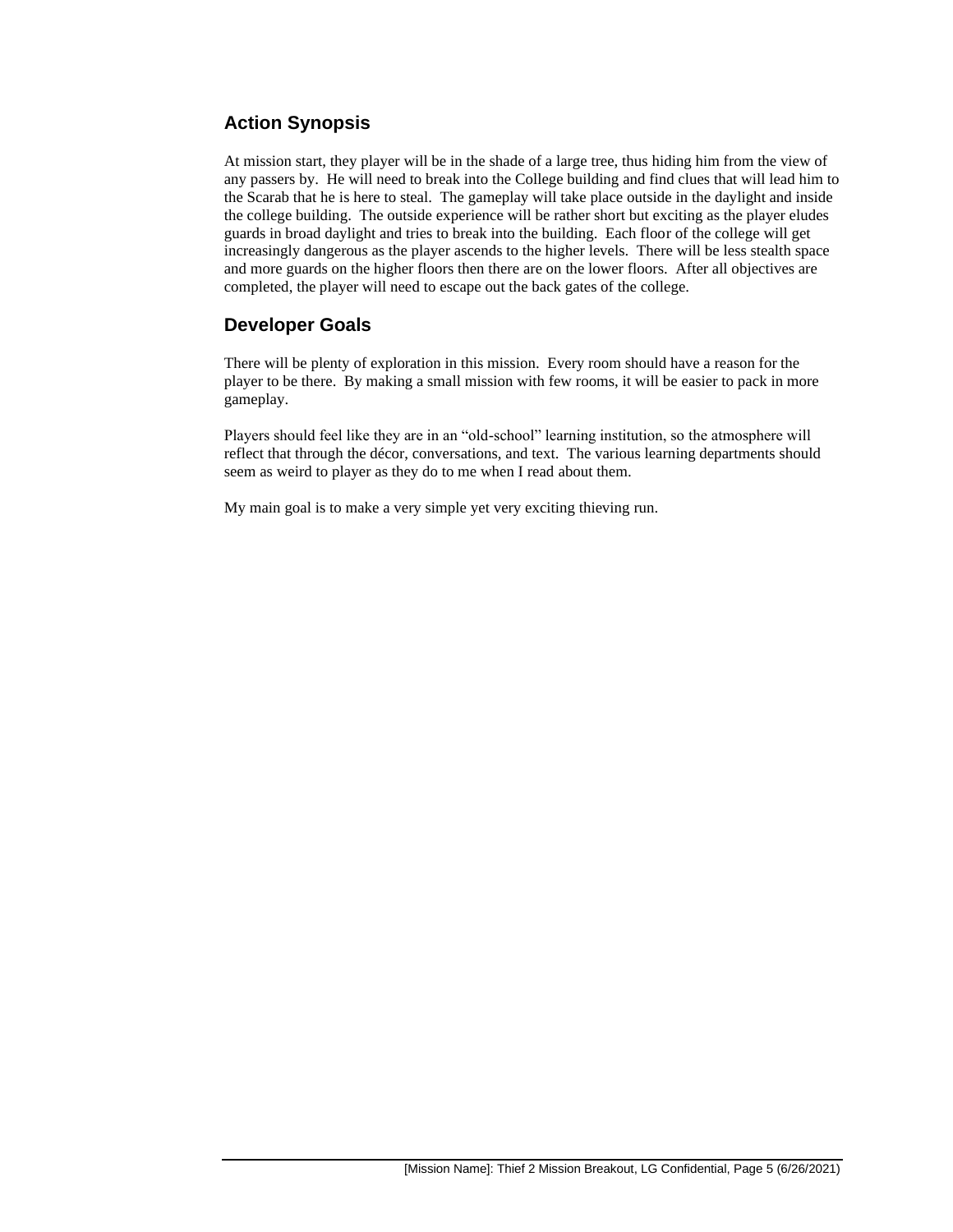## Action Synopsis

At mission start, they player will be in the shade of a large tree, thus hiding him from the view of any passers by. He will need to break into the College building and find clues that will lead him to the Scarab that he is here to steal. The gameplay will take place outside in the daylight and inside the college building. The outside experience will be rather short but exciting as the player eludes guards in broad daylight and tries to break into the building. Each floor of the college will get increasingly dangerous as the player ascends to the higher levels. There will be less stealth space and more guards on the higher floors then there are on the lower floors. After all objectives are completed, the player will need to escape out the back gates of the college.

## Developer Goals

There will be plenty of exploration in this mission. Every room should have a reason for the player to be there. By making a small mission with few rooms, it will be easier to pack in more gameplay.

Players should feel like they are in an "old-school" learning institution, so the atmosphere will reflect that through the décor, conversations, and text. The various learning departments should seem as weird to player as they do to me when I read about them.

My main goal is to make a very simple yet very exciting thieving run.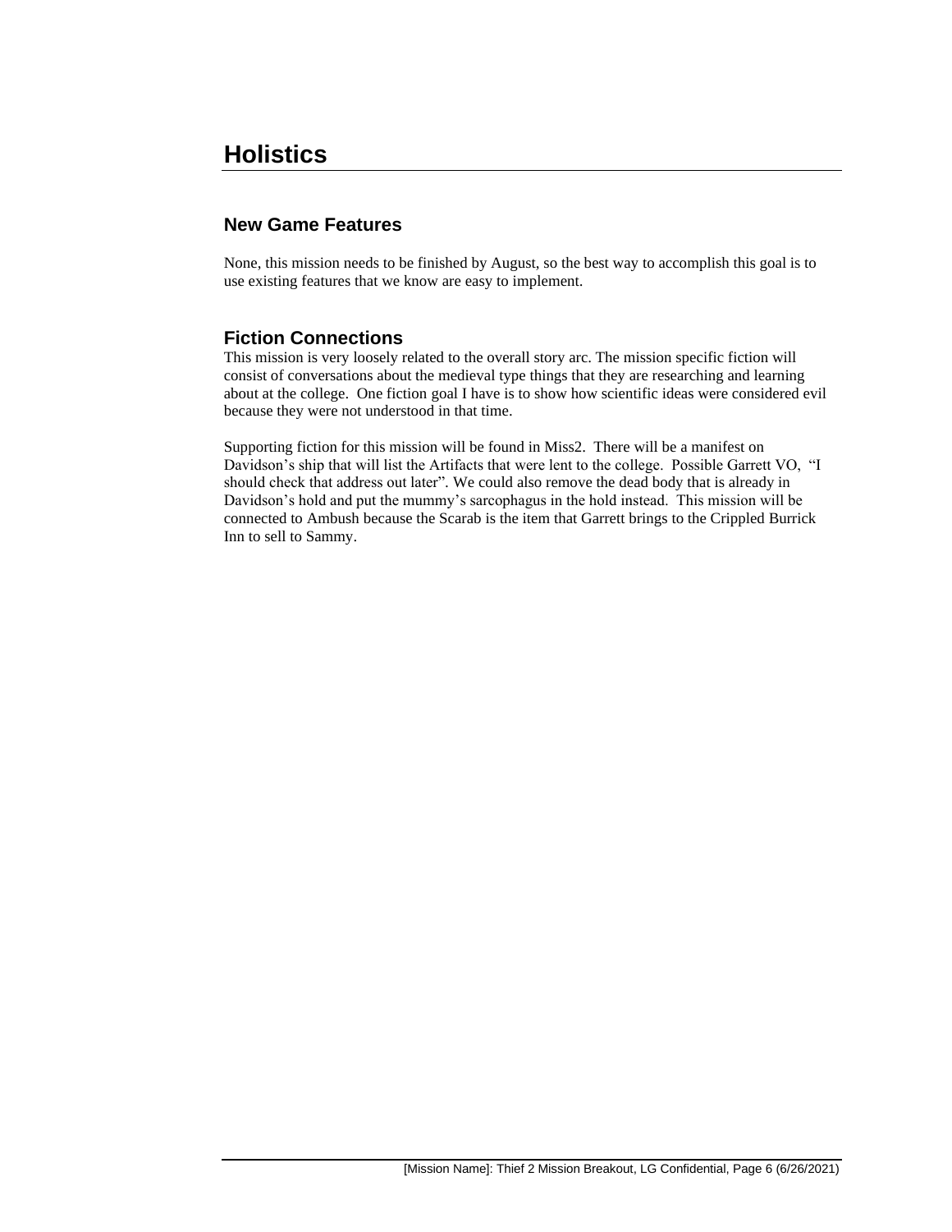# Holistics

## New Game Features

None, this mission needs to be finished by August, so the best way to accomplish this goal is to use existing features that we know are easy to implement.

## Fiction Connections

This mission is very loosely related to the overall story arc. The mission specific fiction will consist of conversations about the medieval type things that they are researching and learning about at the college. One fiction goal I have is to show how scientific ideas were considered evil because they were not understood in that time.

Supporting fiction for this mission will be found in Miss2. There will be a manifest on Davidson's ship that will list the Artifacts that were lent to the college. Possible Garrett VO, "I should check that address out later". We could also remove the dead body that is already in Davidson's hold and put the mummy's sarcophagus in the hold instead. This mission will be connected to Ambush because the Scarab is the item that Garrett brings to the Crippled Burrick Inn to sell to Sammy.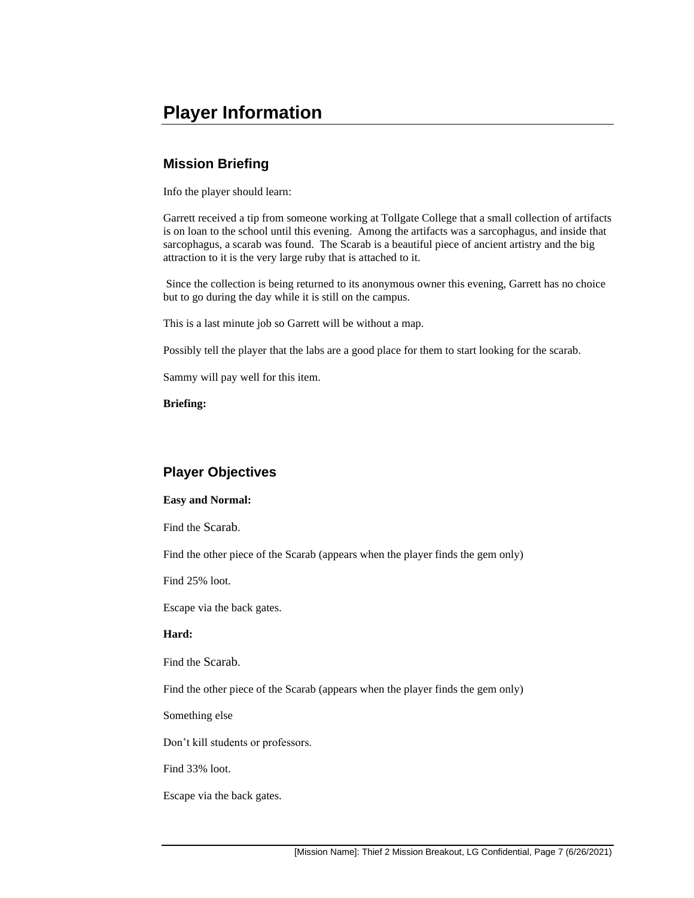# Player Information

## Mission Briefing

Info the player should learn:

Garrett received a tip from someone working at Tollgate College that a small collection of artifacts is on loan to the school until this evening. Among the artifacts was a sarcophagus, and inside that sarcophagus, a scarab was found. The Scarab is a beautiful piece of ancient artistry and the big attraction to it is the very large ruby that is attached to it.

Since the collection is being returned to its anonymous owner this evening, Garrett has no choice but to go during the day while it is still on the campus.

This is a last minute job so Garrett will be without a map.

Possibly tell the player that the labs are a good place for them to start looking for the scarab.

Sammy will pay well for this item.

**Briefing:**

## Player Objectives

**Easy and Normal:**

Find the Scarab.

Find the other piece of the Scarab (appears when the player finds the gem only)

Find 25% loot.

Escape via the back gates.

**Hard:**

Find the Scarab.

Find the other piece of the Scarab (appears when the player finds the gem only)

Something else

Don't kill students or professors.

Find 33% loot.

Escape via the back gates.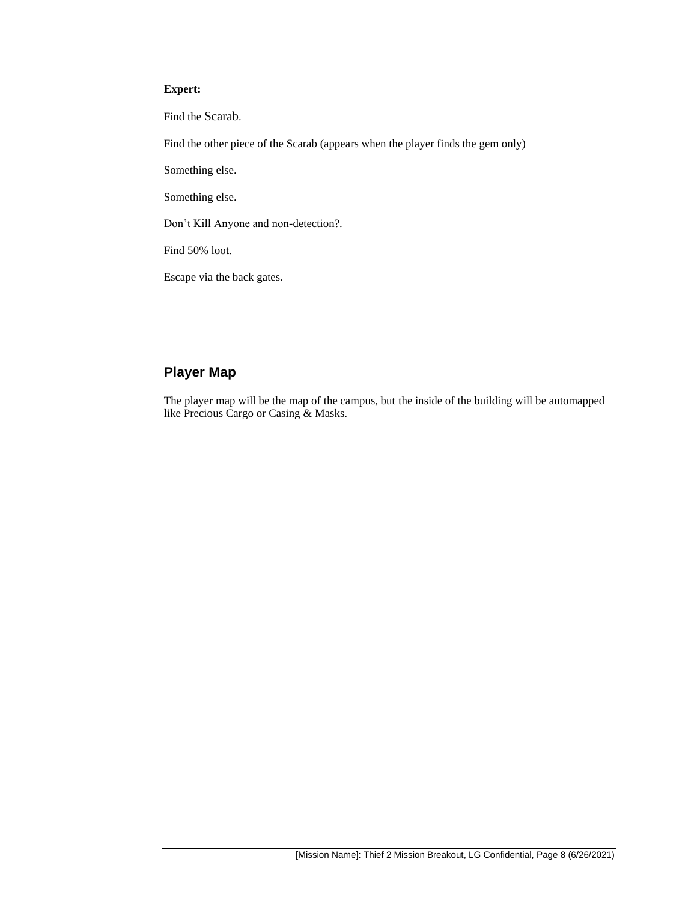**Expert:**

Find the Scarab.

Find the other piece of the Scarab (appears when the player finds the gem only)

Something else.

Something else.

Don’t Kill Anyone and non-detection?.

Find 50% loot.

Escape via the back gates.

## Player Map

The player map will be the map of the campus, but the inside of the building will be automapped like Precious Cargo or Casing & Masks.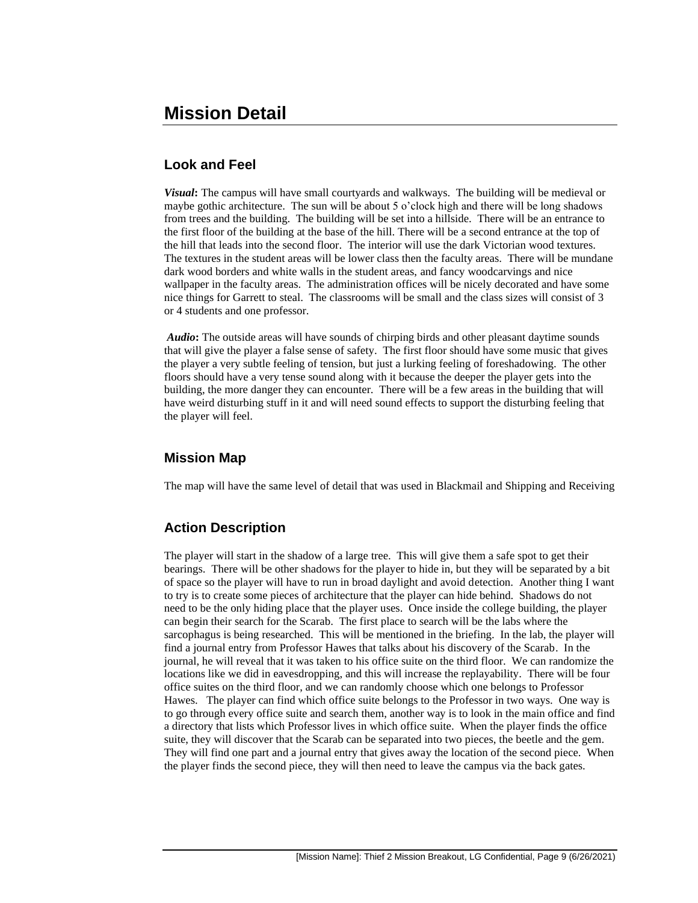# Mission Detail

## Look and Feel

***Visual*:** The campus will have small courtyards and walkways. The building will be medieval or maybe gothic architecture. The sun will be about 5 o'clock high and there will be long shadows from trees and the building. The building will be set into a hillside. There will be an entrance to the first floor of the building at the base of the hill. There will be a second entrance at the top of the hill that leads into the second floor. The interior will use the dark Victorian wood textures. The textures in the student areas will be lower class then the faculty areas. There will be mundane dark wood borders and white walls in the student areas, and fancy woodcarvings and nice wallpaper in the faculty areas. The administration offices will be nicely decorated and have some nice things for Garrett to steal. The classrooms will be small and the class sizes will consist of 3 or 4 students and one professor.

***Audio*:** The outside areas will have sounds of chirping birds and other pleasant daytime sounds that will give the player a false sense of safety. The first floor should have some music that gives the player a very subtle feeling of tension, but just a lurking feeling of foreshadowing. The other floors should have a very tense sound along with it because the deeper the player gets into the building, the more danger they can encounter. There will be a few areas in the building that will have weird disturbing stuff in it and will need sound effects to support the disturbing feeling that the player will feel.

## Mission Map

The map will have the same level of detail that was used in Blackmail and Shipping and Receiving

## Action Description

The player will start in the shadow of a large tree. This will give them a safe spot to get their bearings. There will be other shadows for the player to hide in, but they will be separated by a bit of space so the player will have to run in broad daylight and avoid detection. Another thing I want to try is to create some pieces of architecture that the player can hide behind. Shadows do not need to be the only hiding place that the player uses. Once inside the college building, the player can begin their search for the Scarab. The first place to search will be the labs where the sarcophagus is being researched. This will be mentioned in the briefing. In the lab, the player will find a journal entry from Professor Hawes that talks about his discovery of the Scarab. In the journal, he will reveal that it was taken to his office suite on the third floor. We can randomize the locations like we did in eavesdropping, and this will increase the replayability. There will be four office suites on the third floor, and we can randomly choose which one belongs to Professor Hawes. The player can find which office suite belongs to the Professor in two ways. One way is to go through every office suite and search them, another way is to look in the main office and find a directory that lists which Professor lives in which office suite. When the player finds the office suite, they will discover that the Scarab can be separated into two pieces, the beetle and the gem. They will find one part and a journal entry that gives away the location of the second piece. When the player finds the second piece, they will then need to leave the campus via the back gates.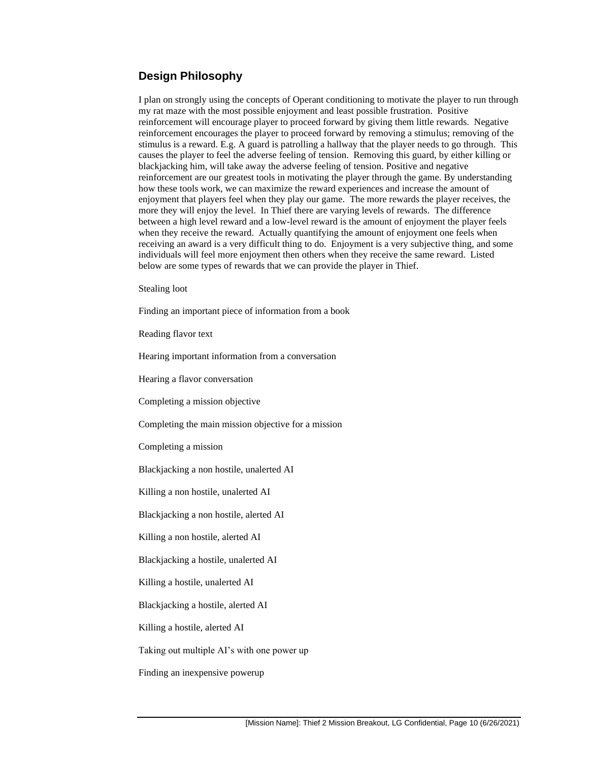## Design Philosophy

I plan on strongly using the concepts of Operant conditioning to motivate the player to run through my rat maze with the most possible enjoyment and least possible frustration. Positive reinforcement will encourage player to proceed forward by giving them little rewards. Negative reinforcement encourages the player to proceed forward by removing a stimulus; removing of the stimulus is a reward. E.g. A guard is patrolling a hallway that the player needs to go through. This causes the player to feel the adverse feeling of tension. Removing this guard, by either killing or blackjacking him, will take away the adverse feeling of tension. Positive and negative reinforcement are our greatest tools in motivating the player through the game. By understanding how these tools work, we can maximize the reward experiences and increase the amount of enjoyment that players feel when they play our game. The more rewards the player receives, the more they will enjoy the level. In Thief there are varying levels of rewards. The difference between a high level reward and a low-level reward is the amount of enjoyment the player feels when they receive the reward. Actually quantifying the amount of enjoyment one feels when receiving an award is a very difficult thing to do. Enjoyment is a very subjective thing, and some individuals will feel more enjoyment then others when they receive the same reward. Listed below are some types of rewards that we can provide the player in Thief.

Stealing loot

Finding an important piece of information from a book

Reading flavor text

Hearing important information from a conversation

Hearing a flavor conversation

Completing a mission objective

Completing the main mission objective for a mission

Completing a mission

Blackjacking a non hostile, unalerted AI

Killing a non hostile, unalerted AI

Blackjacking a non hostile, alerted AI

Killing a non hostile, alerted AI

Blackjacking a hostile, unalerted AI

Killing a hostile, unalerted AI

Blackjacking a hostile, alerted AI

Killing a hostile, alerted AI

Taking out multiple AI's with one power up

Finding an inexpensive powerup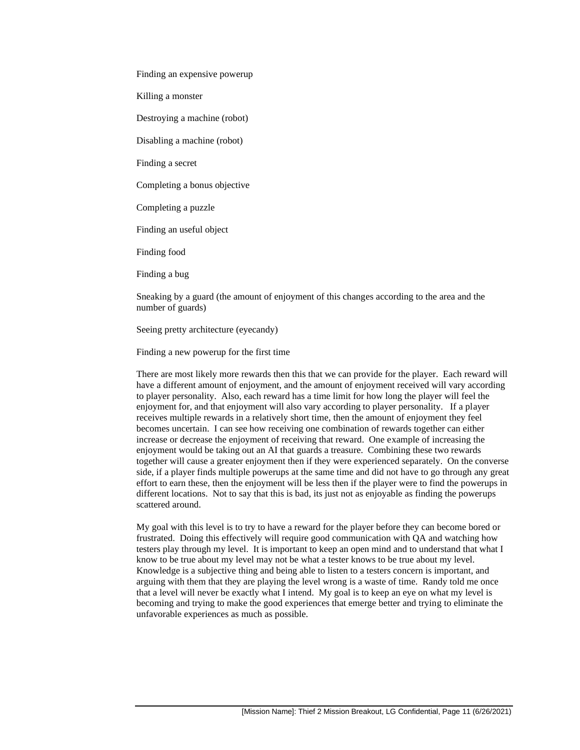Finding an expensive powerup

Killing a monster

Destroying a machine (robot)

Disabling a machine (robot)

Finding a secret

Completing a bonus objective

Completing a puzzle

Finding an useful object

Finding food

Finding a bug

Sneaking by a guard (the amount of enjoyment of this changes according to the area and the number of guards)

Seeing pretty architecture (eyecandy)

Finding a new powerup for the first time

There are most likely more rewards then this that we can provide for the player. Each reward will have a different amount of enjoyment, and the amount of enjoyment received will vary according to player personality. Also, each reward has a time limit for how long the player will feel the enjoyment for, and that enjoyment will also vary according to player personality. If a player receives multiple rewards in a relatively short time, then the amount of enjoyment they feel becomes uncertain. I can see how receiving one combination of rewards together can either increase or decrease the enjoyment of receiving that reward. One example of increasing the enjoyment would be taking out an AI that guards a treasure. Combining these two rewards together will cause a greater enjoyment then if they were experienced separately. On the converse side, if a player finds multiple powerups at the same time and did not have to go through any great effort to earn these, then the enjoyment will be less then if the player were to find the powerups in different locations. Not to say that this is bad, its just not as enjoyable as finding the powerups scattered around.

My goal with this level is to try to have a reward for the player before they can become bored or frustrated. Doing this effectively will require good communication with QA and watching how testers play through my level. It is important to keep an open mind and to understand that what I know to be true about my level may not be what a tester knows to be true about my level. Knowledge is a subjective thing and being able to listen to a testers concern is important, and arguing with them that they are playing the level wrong is a waste of time. Randy told me once that a level will never be exactly what I intend. My goal is to keep an eye on what my level is becoming and trying to make the good experiences that emerge better and trying to eliminate the unfavorable experiences as much as possible.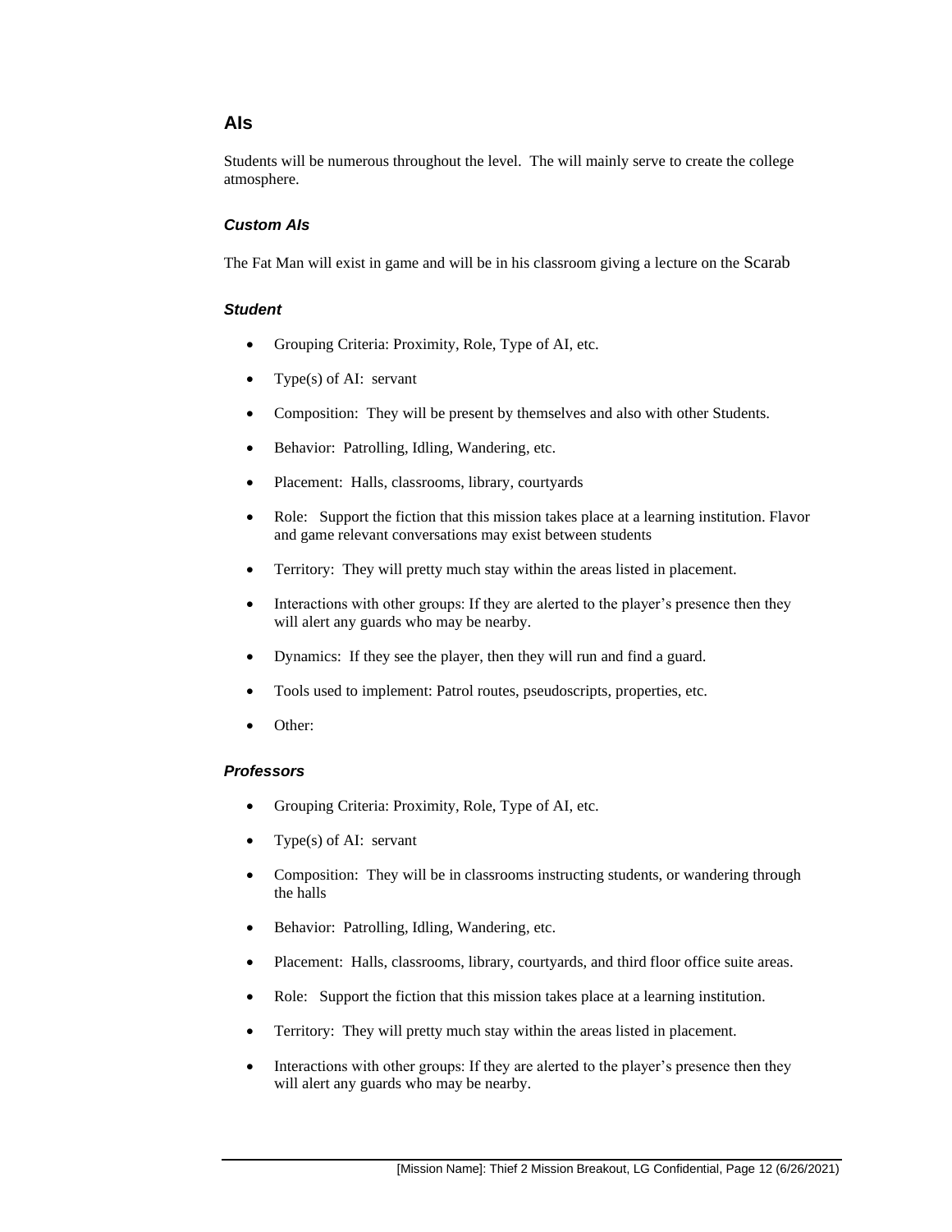## AIs

Students will be numerous throughout the level. The will mainly serve to create the college atmosphere.

### *Custom AIs*

The Fat Man will exist in game and will be in his classroom giving a lecture on the Scarab

### *Student*

- Grouping Criteria: Proximity, Role, Type of AI, etc.
- Type(s) of AI: servant
- Composition: They will be present by themselves and also with other Students.
- Behavior: Patrolling, Idling, Wandering, etc.
- Placement: Halls, classrooms, library, courtyards
- Role: Support the fiction that this mission takes place at a learning institution. Flavor and game relevant conversations may exist between students
- Territory: They will pretty much stay within the areas listed in placement.
- Interactions with other groups: If they are alerted to the player's presence then they will alert any guards who may be nearby.
- Dynamics: If they see the player, then they will run and find a guard.
- Tools used to implement: Patrol routes, pseudoscripts, properties, etc.
- Other:

### *Professors*

- Grouping Criteria: Proximity, Role, Type of AI, etc.
- Type(s) of AI: servant
- Composition: They will be in classrooms instructing students, or wandering through the halls
- Behavior: Patrolling, Idling, Wandering, etc.
- Placement: Halls, classrooms, library, courtyards, and third floor office suite areas.
- Role: Support the fiction that this mission takes place at a learning institution.
- Territory: They will pretty much stay within the areas listed in placement.
- Interactions with other groups: If they are alerted to the player's presence then they will alert any guards who may be nearby.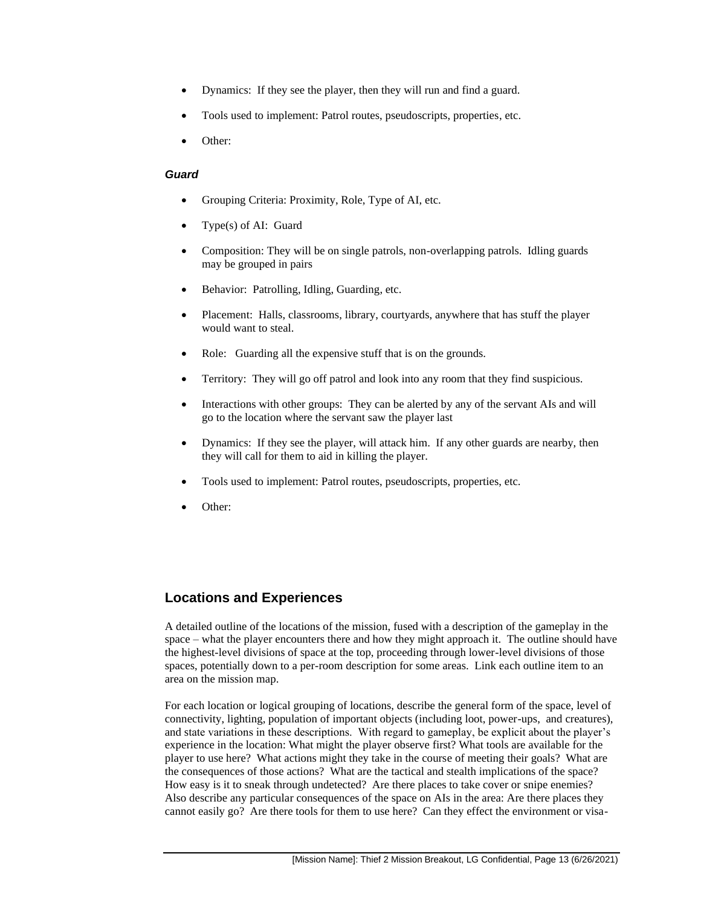- Dynamics: If they see the player, then they will run and find a guard.
- Tools used to implement: Patrol routes, pseudoscripts, properties, etc.
- Other:

#### *Guard*

- Grouping Criteria: Proximity, Role, Type of AI, etc.
- Type(s) of AI: Guard
- Composition: They will be on single patrols, non-overlapping patrols. Idling guards may be grouped in pairs
- Behavior: Patrolling, Idling, Guarding, etc.
- Placement: Halls, classrooms, library, courtyards, anywhere that has stuff the player would want to steal.
- Role: Guarding all the expensive stuff that is on the grounds.
- Territory: They will go off patrol and look into any room that they find suspicious.
- Interactions with other groups: They can be alerted by any of the servant AIs and will go to the location where the servant saw the player last
- Dynamics: If they see the player, will attack him. If any other guards are nearby, then they will call for them to aid in killing the player.
- Tools used to implement: Patrol routes, pseudoscripts, properties, etc.
- Other:

## Locations and Experiences

A detailed outline of the locations of the mission, fused with a description of the gameplay in the space – what the player encounters there and how they might approach it. The outline should have the highest-level divisions of space at the top, proceeding through lower-level divisions of those spaces, potentially down to a per-room description for some areas. Link each outline item to an area on the mission map.

For each location or logical grouping of locations, describe the general form of the space, level of connectivity, lighting, population of important objects (including loot, power-ups, and creatures), and state variations in these descriptions. With regard to gameplay, be explicit about the player's experience in the location: What might the player observe first? What tools are available for the player to use here? What actions might they take in the course of meeting their goals? What are the consequences of those actions? What are the tactical and stealth implications of the space? How easy is it to sneak through undetected? Are there places to take cover or snipe enemies? Also describe any particular consequences of the space on AIs in the area: Are there places they cannot easily go? Are there tools for them to use here? Can they effect the environment or visa-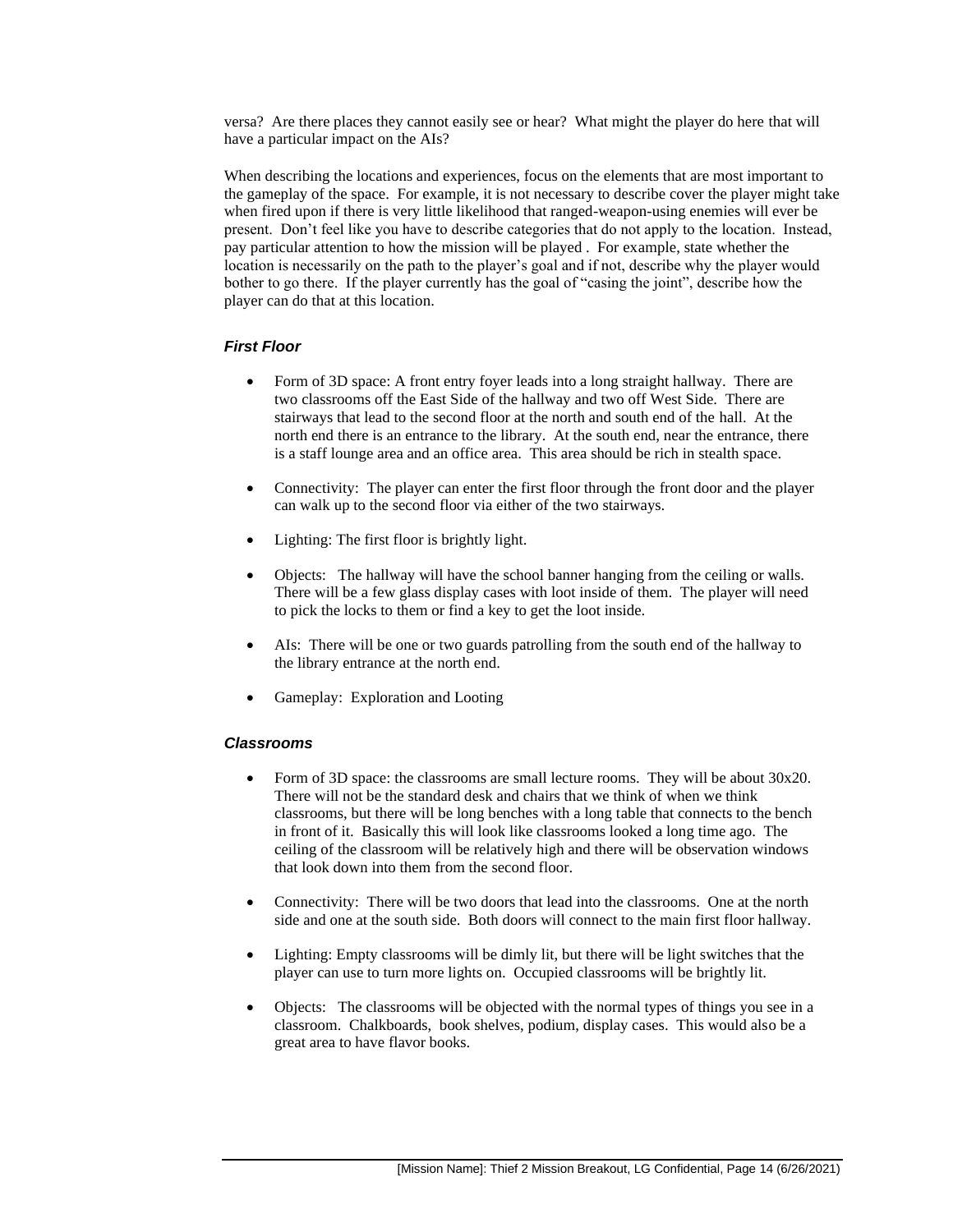versa? Are there places they cannot easily see or hear? What might the player do here that will have a particular impact on the AIs?

When describing the locations and experiences, focus on the elements that are most important to the gameplay of the space. For example, it is not necessary to describe cover the player might take when fired upon if there is very little likelihood that ranged-weapon-using enemies will ever be present. Don't feel like you have to describe categories that do not apply to the location. Instead, pay particular attention to how the mission will be played . For example, state whether the location is necessarily on the path to the player's goal and if not, describe why the player would bother to go there. If the player currently has the goal of "casing the joint", describe how the player can do that at this location.

### *First Floor*

- Form of 3D space: A front entry foyer leads into a long straight hallway. There are two classrooms off the East Side of the hallway and two off West Side. There are stairways that lead to the second floor at the north and south end of the hall. At the north end there is an entrance to the library. At the south end, near the entrance, there is a staff lounge area and an office area. This area should be rich in stealth space.
- Connectivity: The player can enter the first floor through the front door and the player can walk up to the second floor via either of the two stairways.
- Lighting: The first floor is brightly light.
- Objects: The hallway will have the school banner hanging from the ceiling or walls. There will be a few glass display cases with loot inside of them. The player will need to pick the locks to them or find a key to get the loot inside.
- AIs: There will be one or two guards patrolling from the south end of the hallway to the library entrance at the north end.
- Gameplay: Exploration and Looting

### *Classrooms*

- Form of 3D space: the classrooms are small lecture rooms. They will be about 30x20. There will not be the standard desk and chairs that we think of when we think classrooms, but there will be long benches with a long table that connects to the bench in front of it. Basically this will look like classrooms looked a long time ago. The ceiling of the classroom will be relatively high and there will be observation windows that look down into them from the second floor.
- Connectivity: There will be two doors that lead into the classrooms. One at the north side and one at the south side. Both doors will connect to the main first floor hallway.
- Lighting: Empty classrooms will be dimly lit, but there will be light switches that the player can use to turn more lights on. Occupied classrooms will be brightly lit.
- Objects: The classrooms will be objected with the normal types of things you see in a classroom. Chalkboards, book shelves, podium, display cases. This would also be a great area to have flavor books.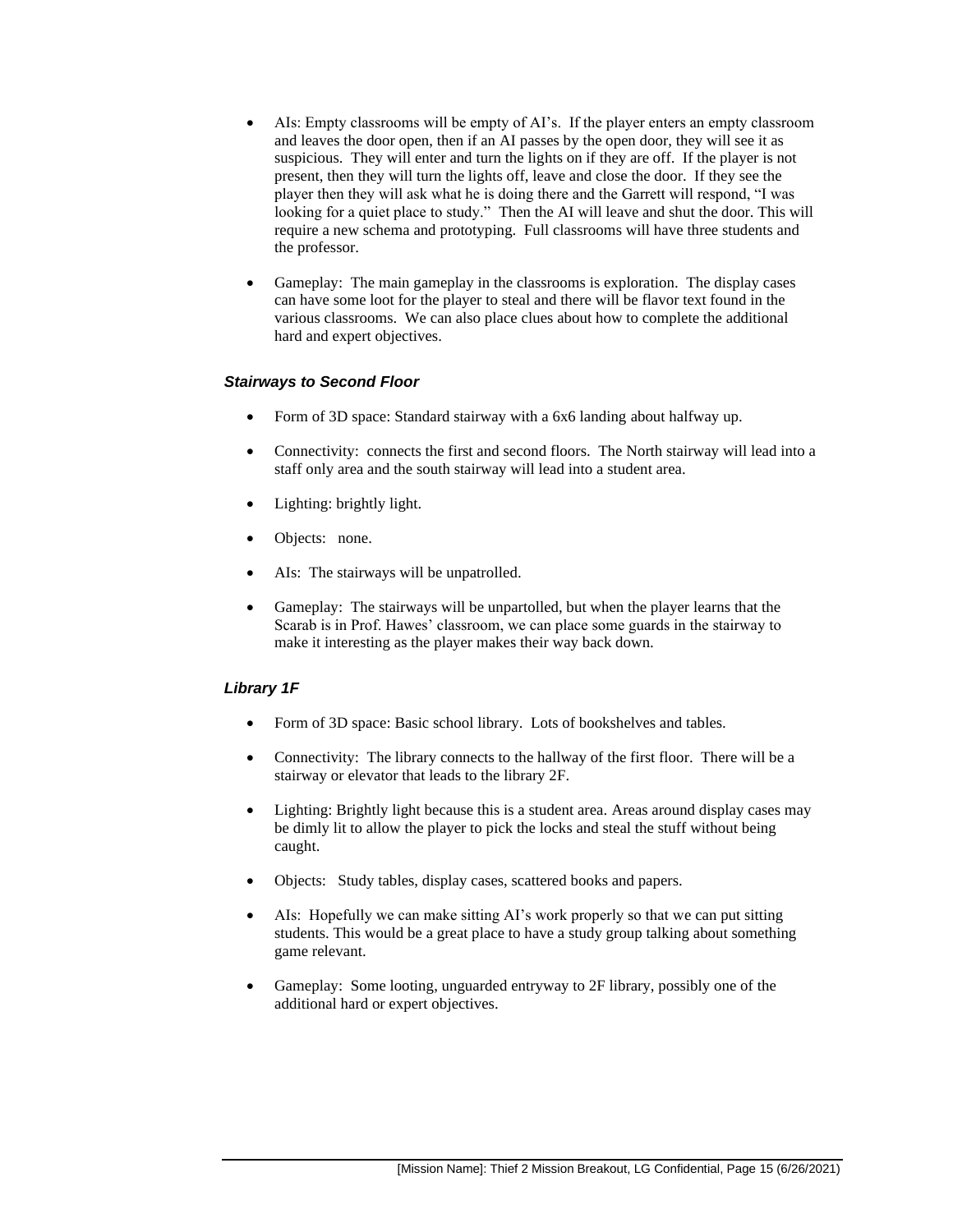- AIs: Empty classrooms will be empty of AI's. If the player enters an empty classroom and leaves the door open, then if an AI passes by the open door, they will see it as suspicious. They will enter and turn the lights on if they are off. If the player is not present, then they will turn the lights off, leave and close the door. If they see the player then they will ask what he is doing there and the Garrett will respond, "I was looking for a quiet place to study." Then the AI will leave and shut the door. This will require a new schema and prototyping. Full classrooms will have three students and the professor.

- Gameplay: The main gameplay in the classrooms is exploration. The display cases can have some loot for the player to steal and there will be flavor text found in the various classrooms. We can also place clues about how to complete the additional hard and expert objectives.

#### *Stairways to Second Floor*

- Form of 3D space: Standard stairway with a 6x6 landing about halfway up.

- Connectivity: connects the first and second floors. The North stairway will lead into a staff only area and the south stairway will lead into a student area.

- Lighting: brightly light.

- Objects: none.

- AIs: The stairways will be unpatrolled.

- Gameplay: The stairways will be unpartolled, but when the player learns that the Scarab is in Prof. Hawes' classroom, we can place some guards in the stairway to make it interesting as the player makes their way back down.

#### *Library 1F*

- Form of 3D space: Basic school library. Lots of bookshelves and tables.

- Connectivity: The library connects to the hallway of the first floor. There will be a stairway or elevator that leads to the library 2F.

- Lighting: Brightly light because this is a student area. Areas around display cases may be dimly lit to allow the player to pick the locks and steal the stuff without being caught.

- Objects: Study tables, display cases, scattered books and papers.

- AIs: Hopefully we can make sitting AI's work properly so that we can put sitting students. This would be a great place to have a study group talking about something game relevant.

- Gameplay: Some looting, unguarded entryway to 2F library, possibly one of the additional hard or expert objectives.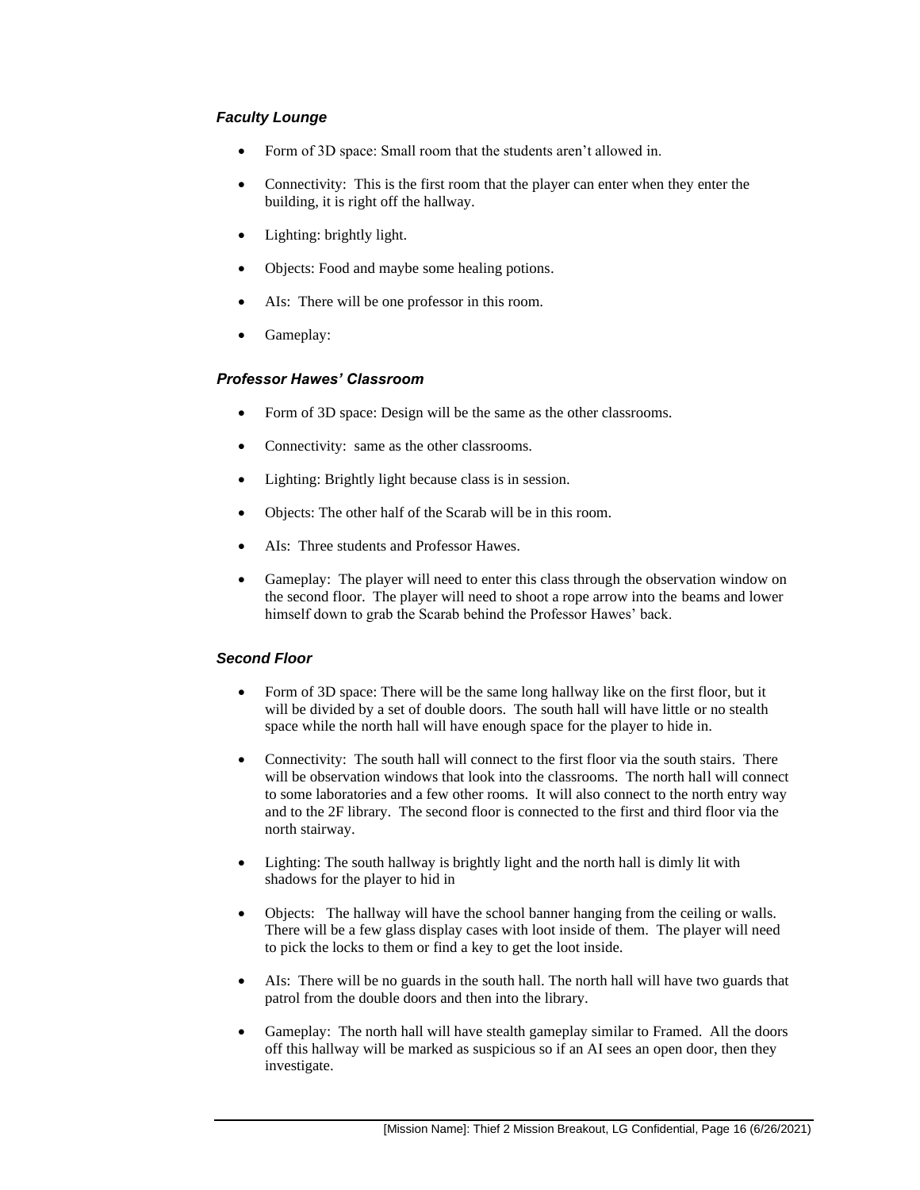### *Faculty Lounge*

- Form of 3D space: Small room that the students aren't allowed in.
- Connectivity: This is the first room that the player can enter when they enter the building, it is right off the hallway.
- Lighting: brightly light.
- Objects: Food and maybe some healing potions.
- AIs: There will be one professor in this room.
- Gameplay:

### *Professor Hawes' Classroom*

- Form of 3D space: Design will be the same as the other classrooms.
- Connectivity: same as the other classrooms.
- Lighting: Brightly light because class is in session.
- Objects: The other half of the Scarab will be in this room.
- AIs: Three students and Professor Hawes.
- Gameplay: The player will need to enter this class through the observation window on the second floor. The player will need to shoot a rope arrow into the beams and lower himself down to grab the Scarab behind the Professor Hawes' back.

### *Second Floor*

- Form of 3D space: There will be the same long hallway like on the first floor, but it will be divided by a set of double doors. The south hall will have little or no stealth space while the north hall will have enough space for the player to hide in.
- Connectivity: The south hall will connect to the first floor via the south stairs. There will be observation windows that look into the classrooms. The north hall will connect to some laboratories and a few other rooms. It will also connect to the north entry way and to the 2F library. The second floor is connected to the first and third floor via the north stairway.
- Lighting: The south hallway is brightly light and the north hall is dimly lit with shadows for the player to hid in
- Objects: The hallway will have the school banner hanging from the ceiling or walls. There will be a few glass display cases with loot inside of them. The player will need to pick the locks to them or find a key to get the loot inside.
- AIs: There will be no guards in the south hall. The north hall will have two guards that patrol from the double doors and then into the library.
- Gameplay: The north hall will have stealth gameplay similar to Framed. All the doors off this hallway will be marked as suspicious so if an AI sees an open door, then they investigate.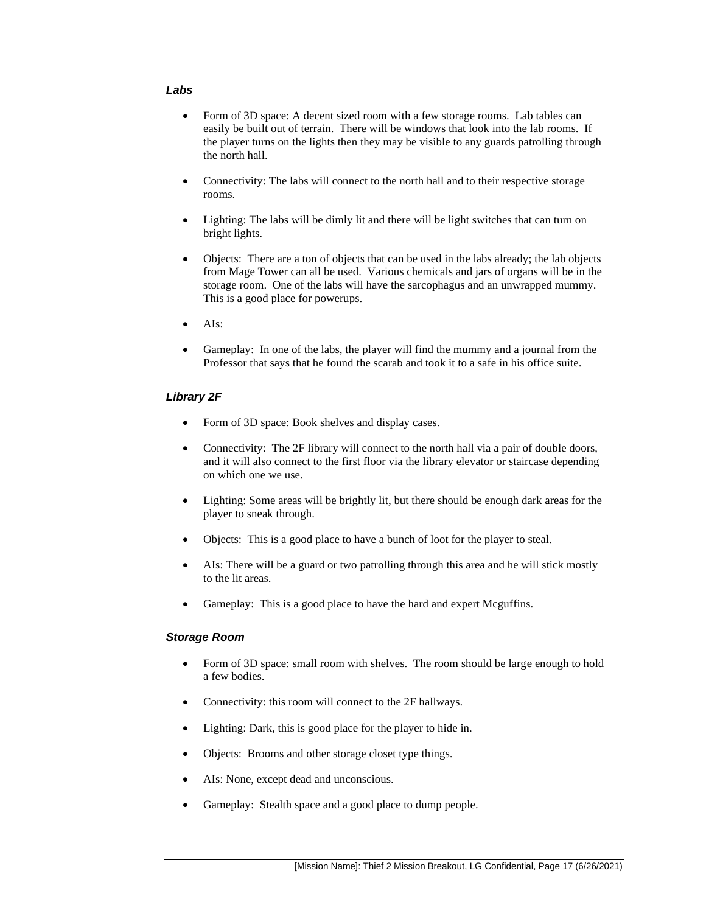### *Labs*

- Form of 3D space: A decent sized room with a few storage rooms. Lab tables can easily be built out of terrain. There will be windows that look into the lab rooms. If the player turns on the lights then they may be visible to any guards patrolling through the north hall.
- Connectivity: The labs will connect to the north hall and to their respective storage rooms.
- Lighting: The labs will be dimly lit and there will be light switches that can turn on bright lights.
- Objects: There are a ton of objects that can be used in the labs already; the lab objects from Mage Tower can all be used. Various chemicals and jars of organs will be in the storage room. One of the labs will have the sarcophagus and an unwrapped mummy. This is a good place for powerups.
- AIs:
- Gameplay: In one of the labs, the player will find the mummy and a journal from the Professor that says that he found the scarab and took it to a safe in his office suite.

### *Library 2F*

- Form of 3D space: Book shelves and display cases.
- Connectivity: The 2F library will connect to the north hall via a pair of double doors, and it will also connect to the first floor via the library elevator or staircase depending on which one we use.
- Lighting: Some areas will be brightly lit, but there should be enough dark areas for the player to sneak through.
- Objects: This is a good place to have a bunch of loot for the player to steal.
- AIs: There will be a guard or two patrolling through this area and he will stick mostly to the lit areas.
- Gameplay: This is a good place to have the hard and expert Mcguffins.

### *Storage Room*

- Form of 3D space: small room with shelves. The room should be large enough to hold a few bodies.
- Connectivity: this room will connect to the 2F hallways.
- Lighting: Dark, this is good place for the player to hide in.
- Objects: Brooms and other storage closet type things.
- AIs: None, except dead and unconscious.
- Gameplay: Stealth space and a good place to dump people.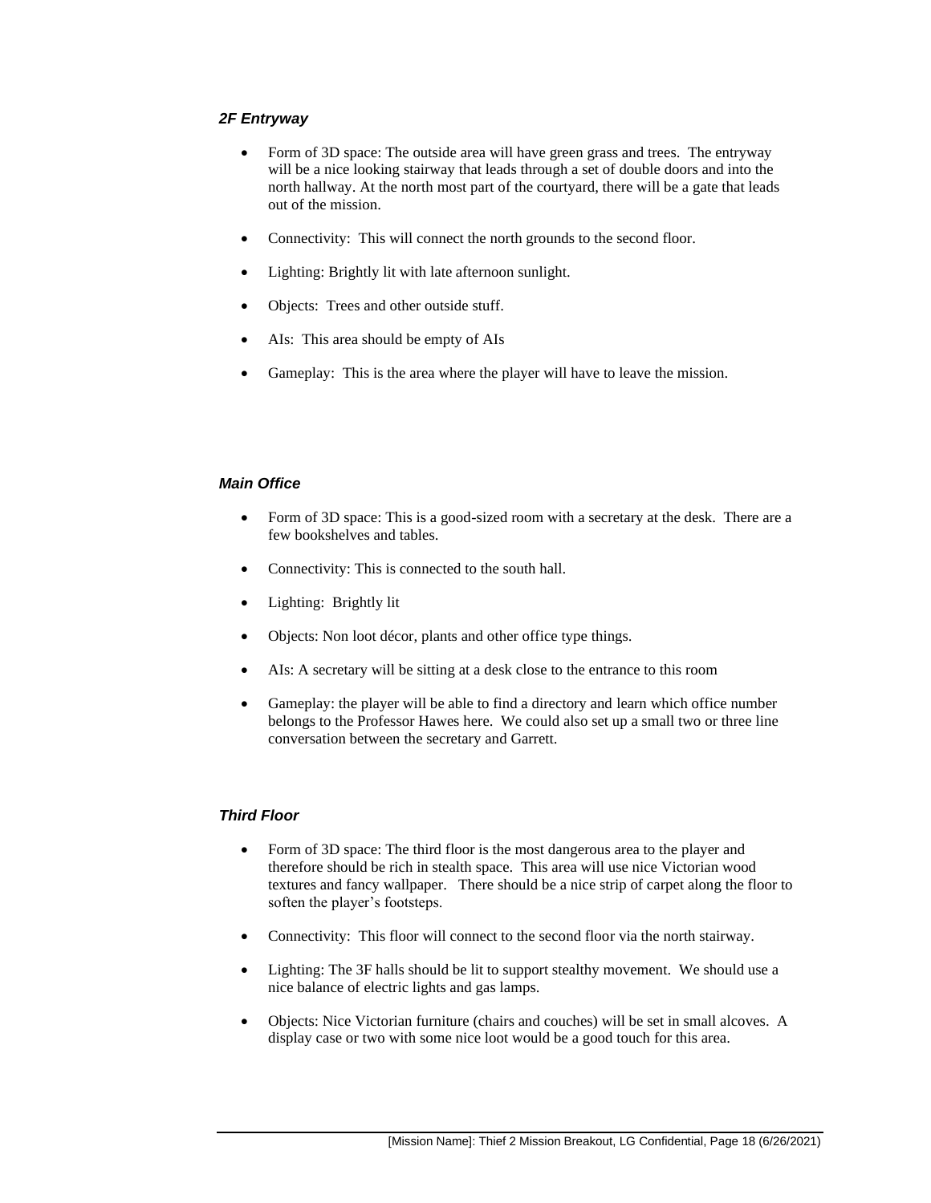### *2F Entryway*

- Form of 3D space: The outside area will have green grass and trees. The entryway will be a nice looking stairway that leads through a set of double doors and into the north hallway. At the north most part of the courtyard, there will be a gate that leads out of the mission.
- Connectivity: This will connect the north grounds to the second floor.
- Lighting: Brightly lit with late afternoon sunlight.
- Objects: Trees and other outside stuff.
- AIs: This area should be empty of AIs
- Gameplay: This is the area where the player will have to leave the mission.

### *Main Office*

- Form of 3D space: This is a good-sized room with a secretary at the desk. There are a few bookshelves and tables.
- Connectivity: This is connected to the south hall.
- Lighting: Brightly lit
- Objects: Non loot décor, plants and other office type things.
- AIs: A secretary will be sitting at a desk close to the entrance to this room
- Gameplay: the player will be able to find a directory and learn which office number belongs to the Professor Hawes here. We could also set up a small two or three line conversation between the secretary and Garrett.

### *Third Floor*

- Form of 3D space: The third floor is the most dangerous area to the player and therefore should be rich in stealth space. This area will use nice Victorian wood textures and fancy wallpaper. There should be a nice strip of carpet along the floor to soften the player's footsteps.
- Connectivity: This floor will connect to the second floor via the north stairway.
- Lighting: The 3F halls should be lit to support stealthy movement. We should use a nice balance of electric lights and gas lamps.
- Objects: Nice Victorian furniture (chairs and couches) will be set in small alcoves. A display case or two with some nice loot would be a good touch for this area.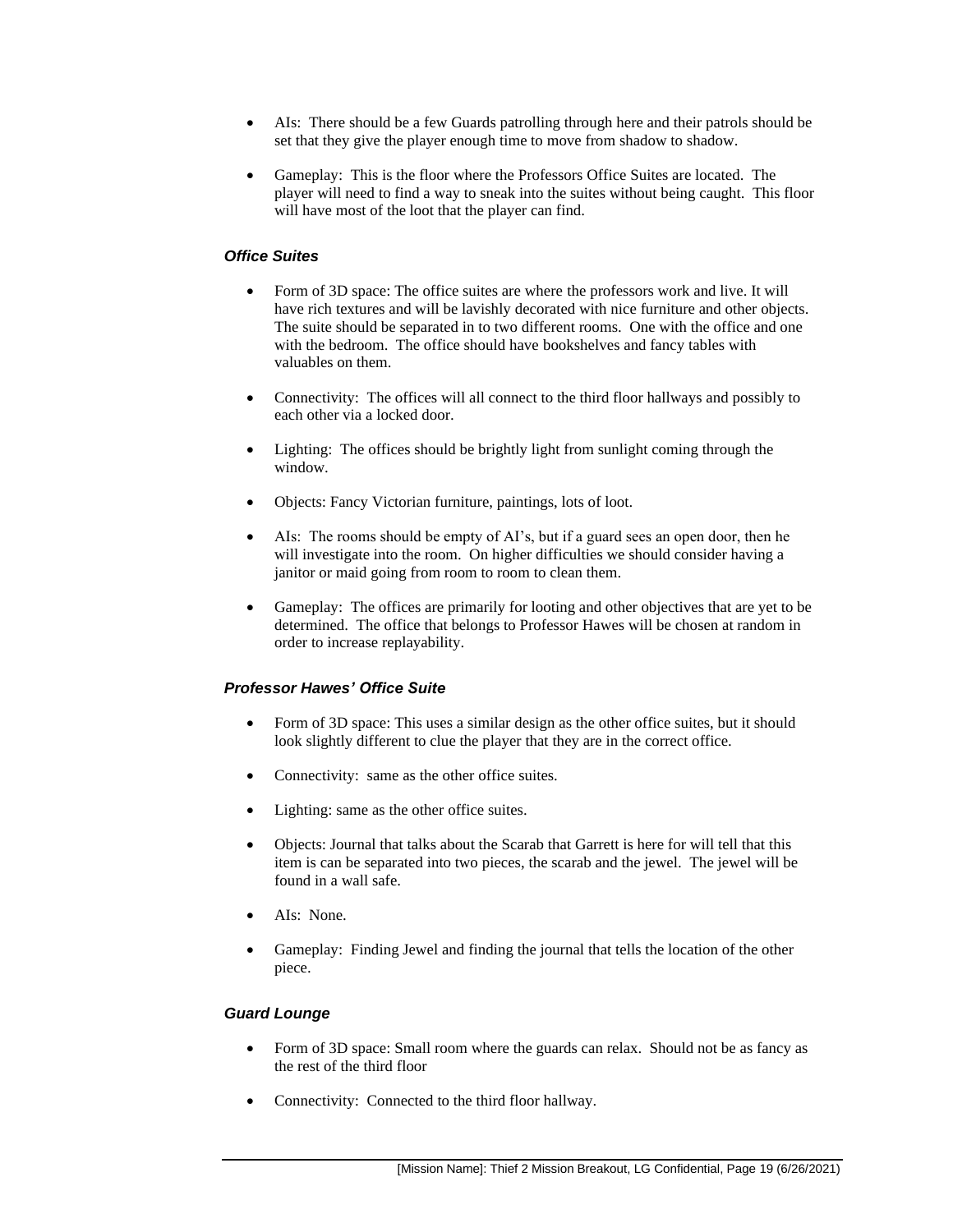- AIs: There should be a few Guards patrolling through here and their patrols should be set that they give the player enough time to move from shadow to shadow.

- Gameplay: This is the floor where the Professors Office Suites are located. The player will need to find a way to sneak into the suites without being caught. This floor will have most of the loot that the player can find.

### *Office Suites*

- Form of 3D space: The office suites are where the professors work and live. It will have rich textures and will be lavishly decorated with nice furniture and other objects. The suite should be separated in to two different rooms. One with the office and one with the bedroom. The office should have bookshelves and fancy tables with valuables on them.

- Connectivity: The offices will all connect to the third floor hallways and possibly to each other via a locked door.

- Lighting: The offices should be brightly light from sunlight coming through the window.

- Objects: Fancy Victorian furniture, paintings, lots of loot.

- AIs: The rooms should be empty of AI's, but if a guard sees an open door, then he will investigate into the room. On higher difficulties we should consider having a janitor or maid going from room to room to clean them.

- Gameplay: The offices are primarily for looting and other objectives that are yet to be determined. The office that belongs to Professor Hawes will be chosen at random in order to increase replayability.

### *Professor Hawes' Office Suite*

- Form of 3D space: This uses a similar design as the other office suites, but it should look slightly different to clue the player that they are in the correct office.

- Connectivity: same as the other office suites.

- Lighting: same as the other office suites.

- Objects: Journal that talks about the Scarab that Garrett is here for will tell that this item is can be separated into two pieces, the scarab and the jewel. The jewel will be found in a wall safe.

- AIs: None.

- Gameplay: Finding Jewel and finding the journal that tells the location of the other piece.

### *Guard Lounge*

- Form of 3D space: Small room where the guards can relax. Should not be as fancy as the rest of the third floor

- Connectivity: Connected to the third floor hallway.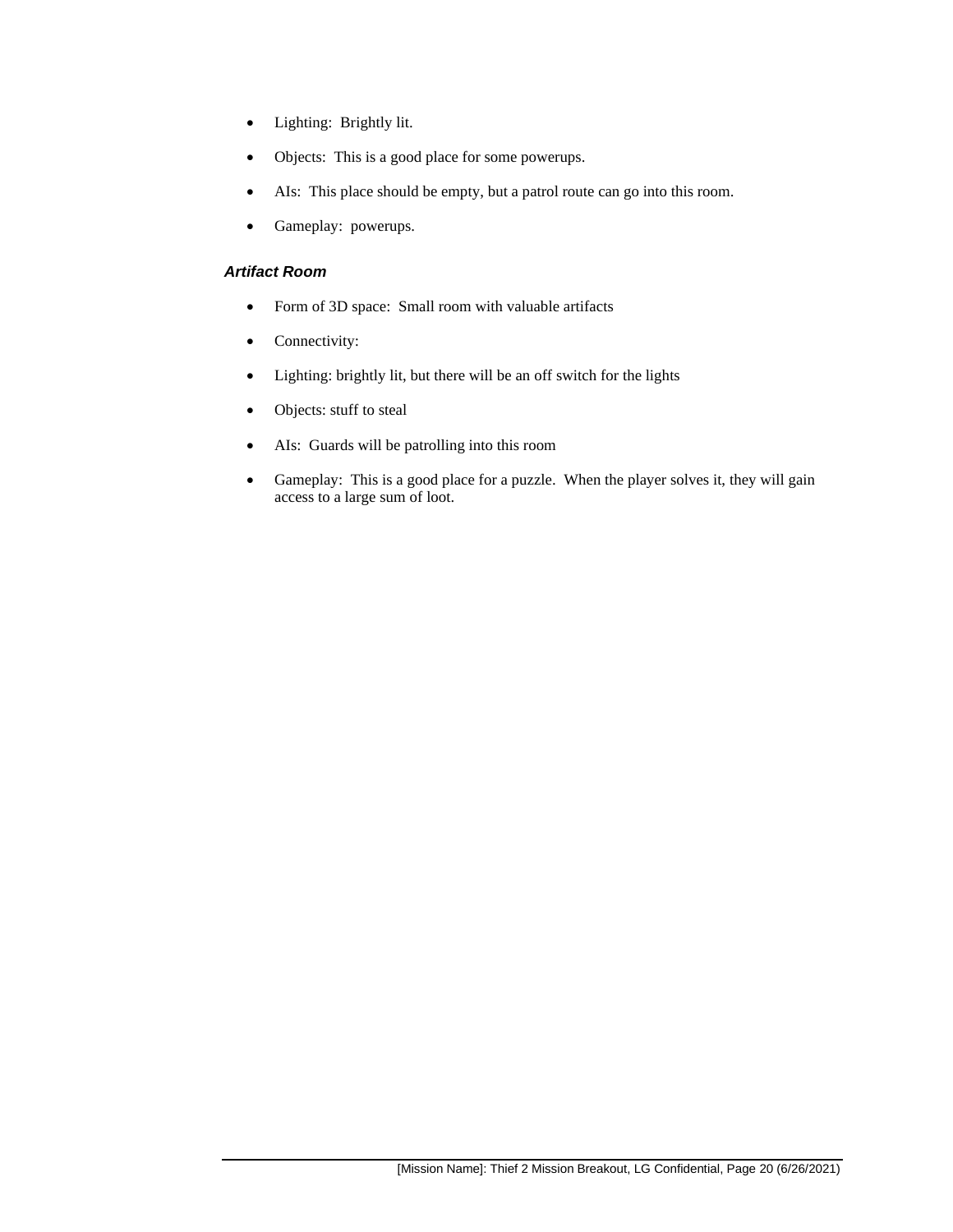- Lighting:  Brightly lit.
- Objects:  This is a good place for some powerups.
- AIs:  This place should be empty, but a patrol route can go into this room.
- Gameplay:  powerups.

#### ***Artifact Room***

- Form of 3D space:  Small room with valuable artifacts
- Connectivity:
- Lighting: brightly lit, but there will be an off switch for the lights
- Objects: stuff to steal
- AIs:  Guards will be patrolling into this room
- Gameplay:  This is a good place for a puzzle.  When the player solves it, they will gain access to a large sum of loot.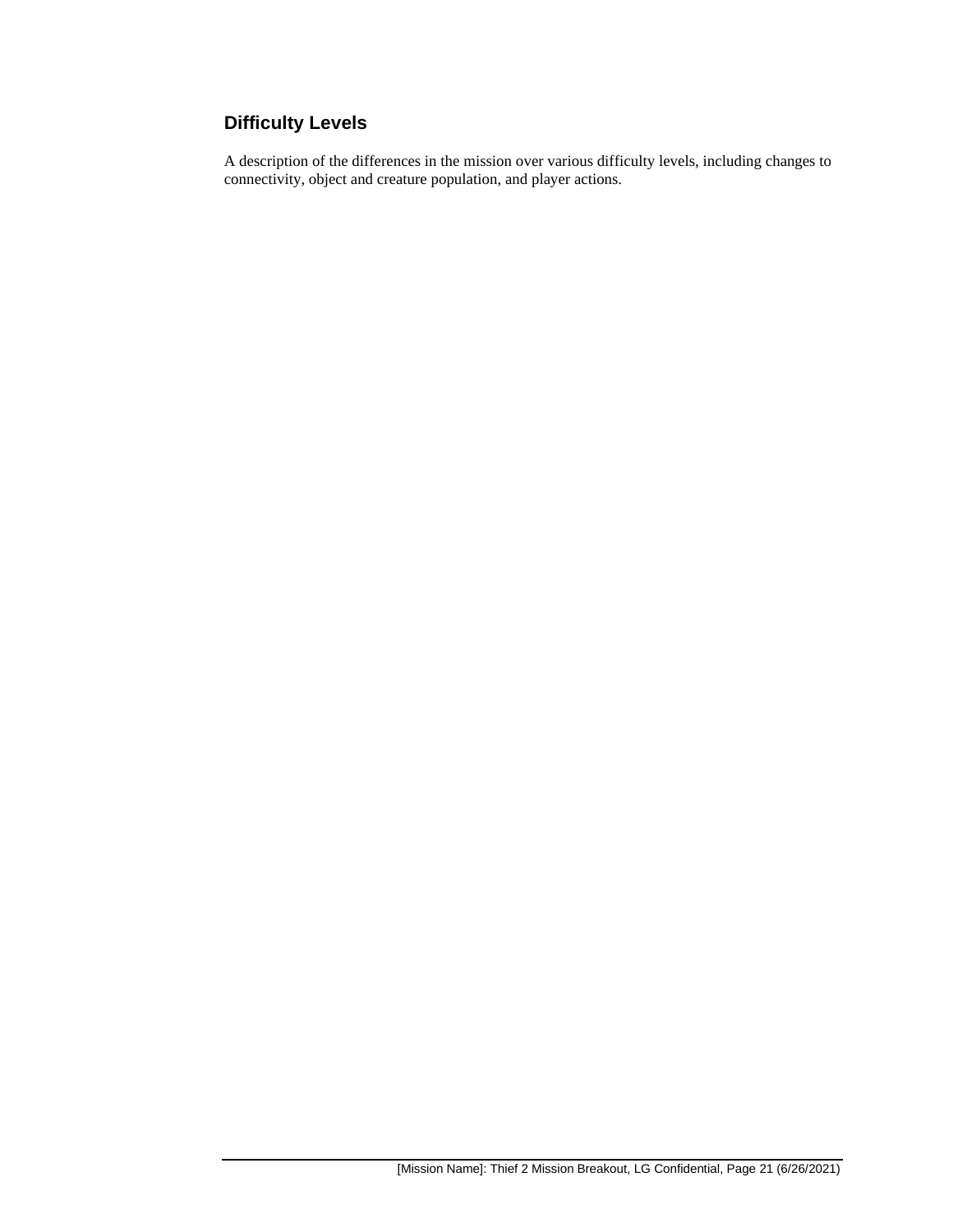## Difficulty Levels

A description of the differences in the mission over various difficulty levels, including changes to connectivity, object and creature population, and player actions.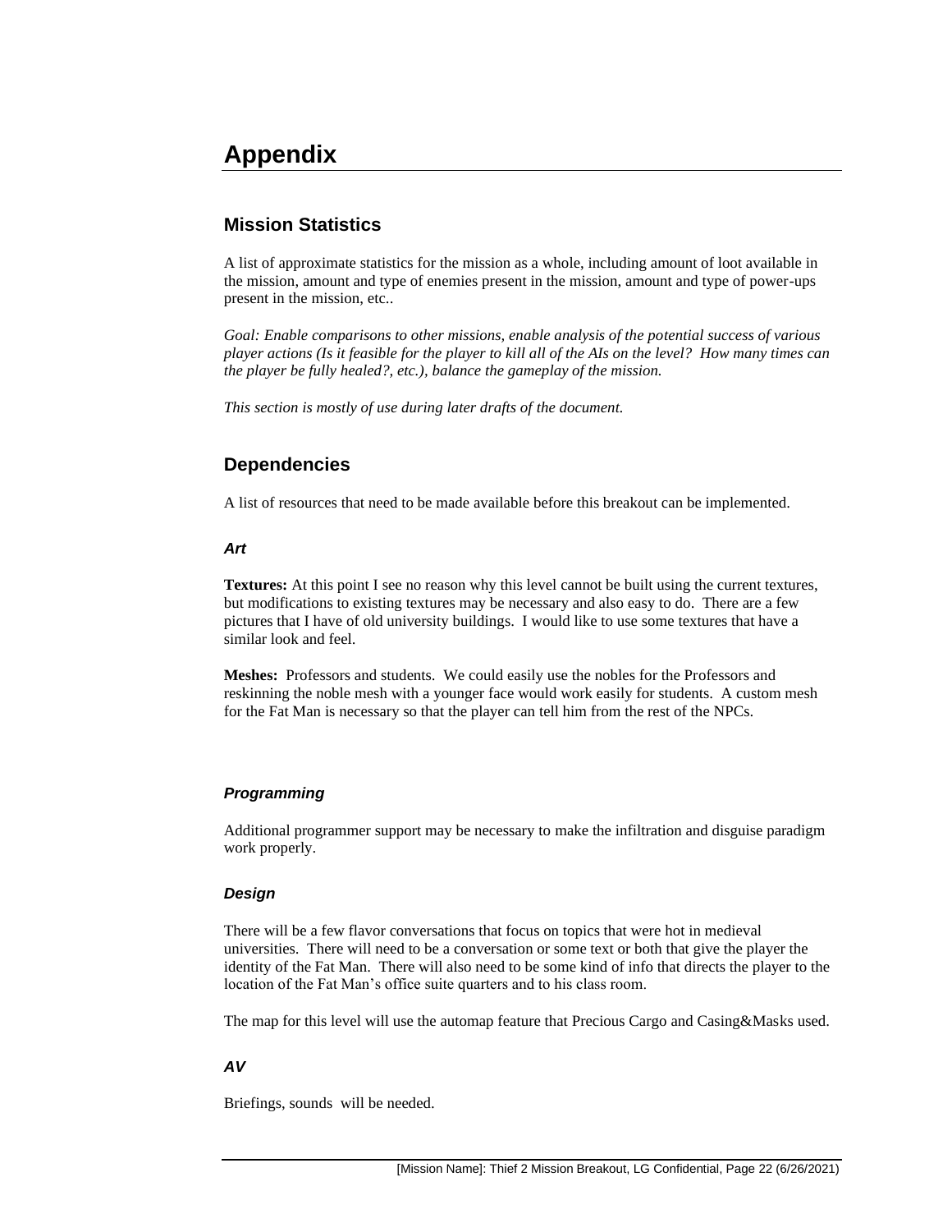# Appendix

## Mission Statistics

A list of approximate statistics for the mission as a whole, including amount of loot available in the mission, amount and type of enemies present in the mission, amount and type of power-ups present in the mission, etc..

*Goal: Enable comparisons to other missions, enable analysis of the potential success of various player actions (Is it feasible for the player to kill all of the AIs on the level? How many times can the player be fully healed?, etc.), balance the gameplay of the mission.*

*This section is mostly of use during later drafts of the document.*

## Dependencies

A list of resources that need to be made available before this breakout can be implemented.

### *Art*

**Textures:** At this point I see no reason why this level cannot be built using the current textures, but modifications to existing textures may be necessary and also easy to do. There are a few pictures that I have of old university buildings. I would like to use some textures that have a similar look and feel.

**Meshes:** Professors and students. We could easily use the nobles for the Professors and reskinning the noble mesh with a younger face would work easily for students. A custom mesh for the Fat Man is necessary so that the player can tell him from the rest of the NPCs.

### *Programming*

Additional programmer support may be necessary to make the infiltration and disguise paradigm work properly.

### *Design*

There will be a few flavor conversations that focus on topics that were hot in medieval universities. There will need to be a conversation or some text or both that give the player the identity of the Fat Man. There will also need to be some kind of info that directs the player to the location of the Fat Man's office suite quarters and to his class room.

The map for this level will use the automap feature that Precious Cargo and Casing&Masks used.

### *AV*

Briefings, sounds will be needed.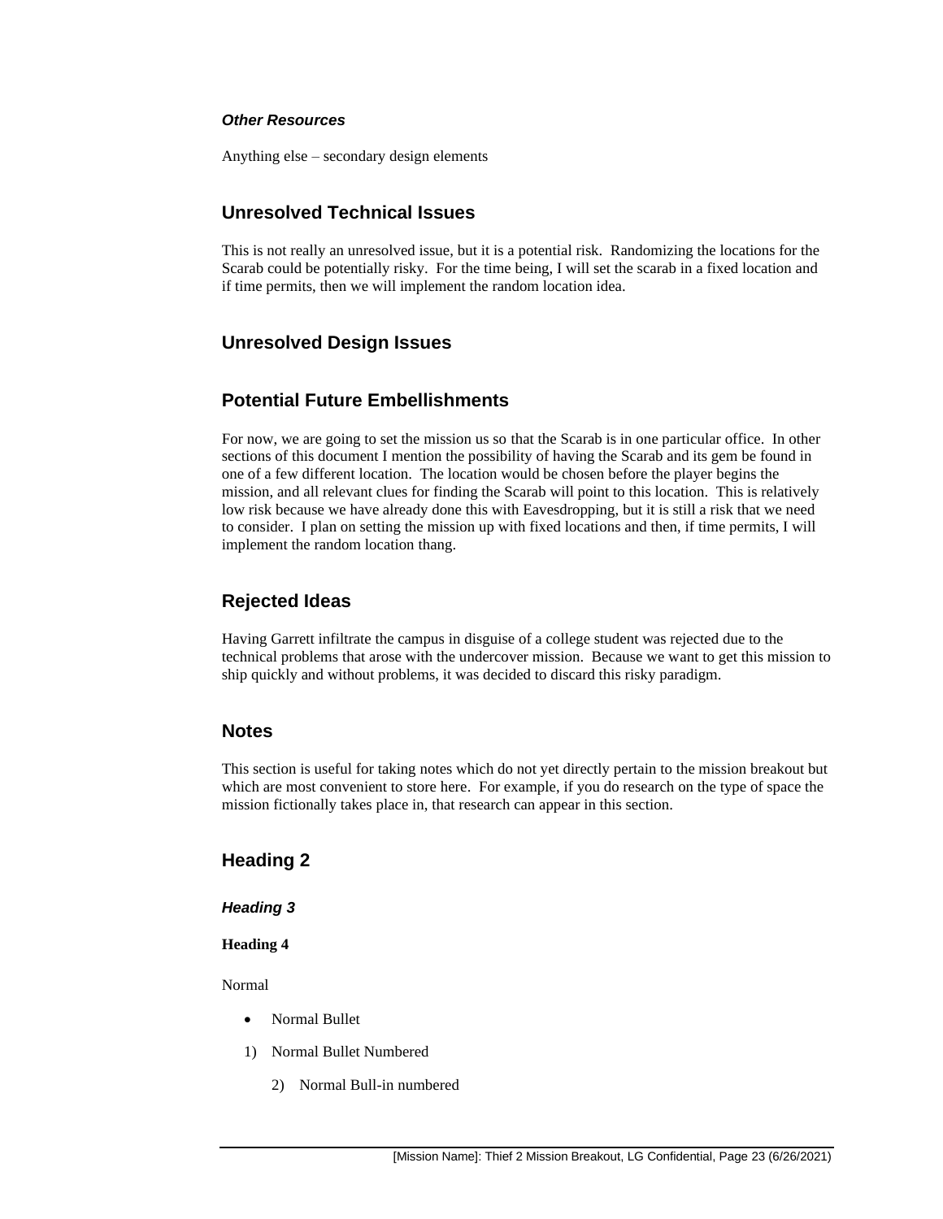### *Other Resources*

Anything else – secondary design elements

## Unresolved Technical Issues

This is not really an unresolved issue, but it is a potential risk. Randomizing the locations for the Scarab could be potentially risky. For the time being, I will set the scarab in a fixed location and if time permits, then we will implement the random location idea.

## Unresolved Design Issues

## Potential Future Embellishments

For now, we are going to set the mission us so that the Scarab is in one particular office. In other sections of this document I mention the possibility of having the Scarab and its gem be found in one of a few different location. The location would be chosen before the player begins the mission, and all relevant clues for finding the Scarab will point to this location. This is relatively low risk because we have already done this with Eavesdropping, but it is still a risk that we need to consider. I plan on setting the mission up with fixed locations and then, if time permits, I will implement the random location thang.

## Rejected Ideas

Having Garrett infiltrate the campus in disguise of a college student was rejected due to the technical problems that arose with the undercover mission. Because we want to get this mission to ship quickly and without problems, it was decided to discard this risky paradigm.

## Notes

This section is useful for taking notes which do not yet directly pertain to the mission breakout but which are most convenient to store here. For example, if you do research on the type of space the mission fictionally takes place in, that research can appear in this section.

## Heading 2

### *Heading 3*

#### Heading 4

Normal

- Normal Bullet

1) Normal Bullet Numbered

    2) Normal Bull-in numbered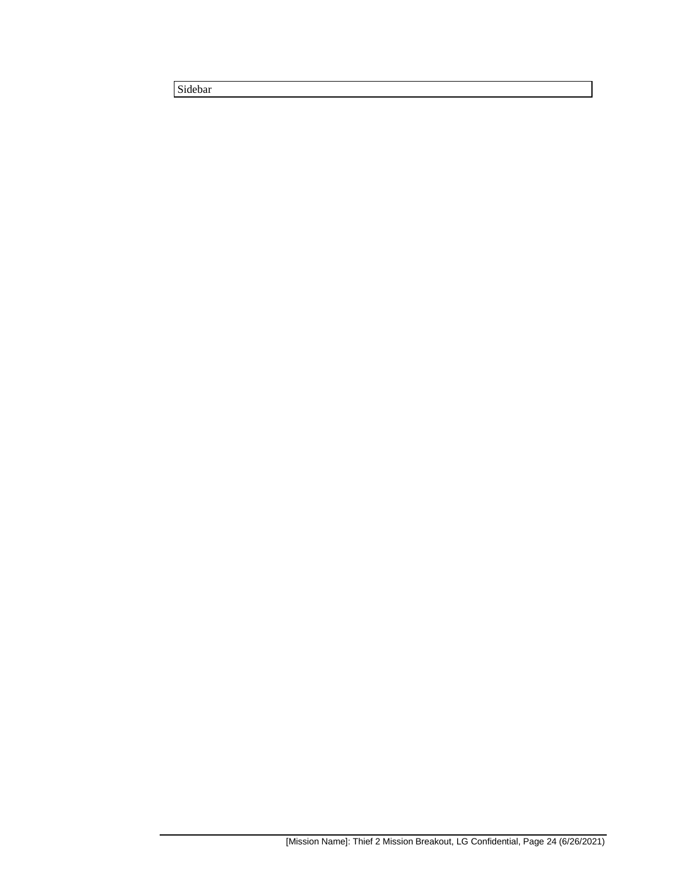| Sidebar |
| --- |